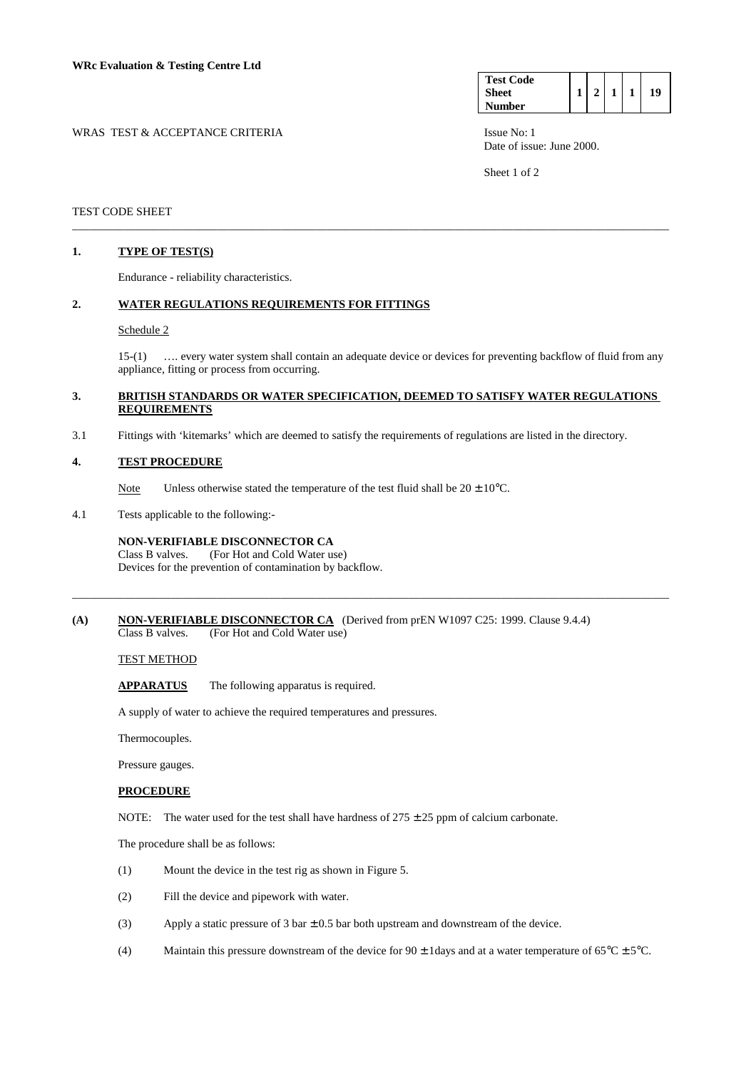**WRc Evaluation & Testing Centre Ltd**

| Test Code Sheet Number | 1 | 2 | 1 | 1 | 19 |
|---|---|---|---|---|---|

WRAS TEST & ACCEPTANCE CRITERIA

Issue No: 1
Date of issue: June 2000.

TEST CODE SHEET

---

## 1. TYPE OF TEST(S)

Endurance - reliability characteristics.

## 2. WATER REGULATIONS REQUIREMENTS FOR FITTINGS

Schedule 2

15-(1) …. every water system shall contain an adequate device or devices for preventing backflow of fluid from any appliance, fitting or process from occurring.

## 3. BRITISH STANDARDS OR WATER SPECIFICATION, DEEMED TO SATISFY WATER REGULATIONS REQUIREMENTS

3.1 Fittings with 'kitemarks' which are deemed to satisfy the requirements of regulations are listed in the directory.

## 4. TEST PROCEDURE

Note Unless otherwise stated the temperature of the test fluid shall be $20 \pm 10$°C.

4.1 Tests applicable to the following:-

**NON-VERIFIABLE DISCONNECTOR CA**
Class B valves. (For Hot and Cold Water use)
Devices for the prevention of contamination by backflow.

---

## (A) NON-VERIFIABLE DISCONNECTOR CA (Derived from prEN W1097 C25: 1999. Clause 9.4.4)

Class B valves. (For Hot and Cold Water use)

TEST METHOD

**APPARATUS** The following apparatus is required.

A supply of water to achieve the required temperatures and pressures.

Thermocouples.

Pressure gauges.

**PROCEDURE**

NOTE: The water used for the test shall have hardness of $275 \pm 25$ ppm of calcium carbonate.

The procedure shall be as follows:

(1) Mount the device in the test rig as shown in Figure 5.

(2) Fill the device and pipework with water.

(3) Apply a static pressure of 3 bar $\pm$ 0.5 bar both upstream and downstream of the device.

(4) Maintain this pressure downstream of the device for $90 \pm 1$days and at a water temperature of 65°C $\pm$ 5°C.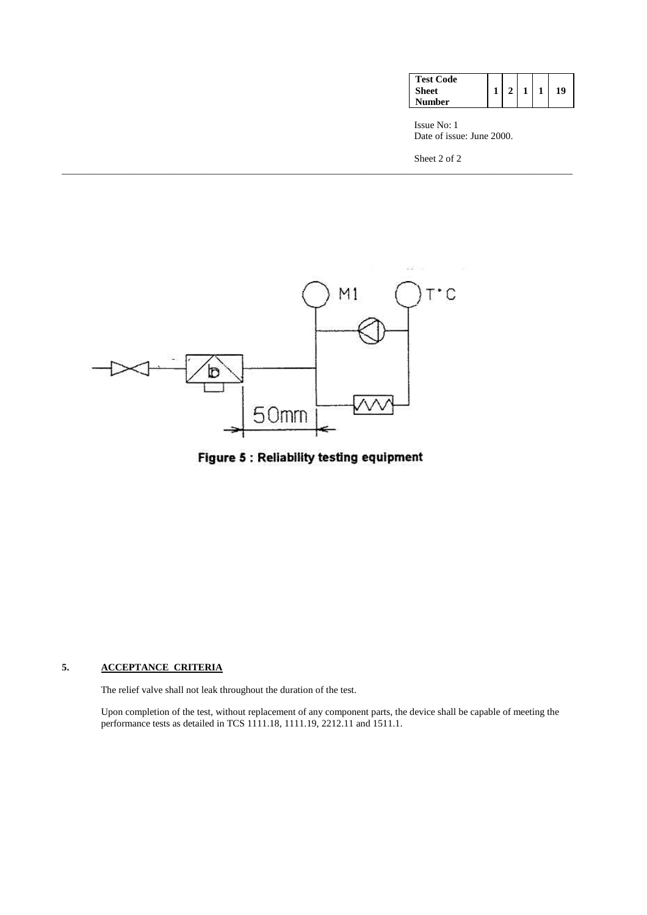M1

T°C

50mm

Figure 5 : Reliability testing equipment

## 5. ACCEPTANCE CRITERIA

The relief valve shall not leak throughout the duration of the test.

Upon completion of the test, without replacement of any component parts, the device shall be capable of meeting the performance tests as detailed in TCS 1111.18, 1111.19, 2212.11 and 1511.1.